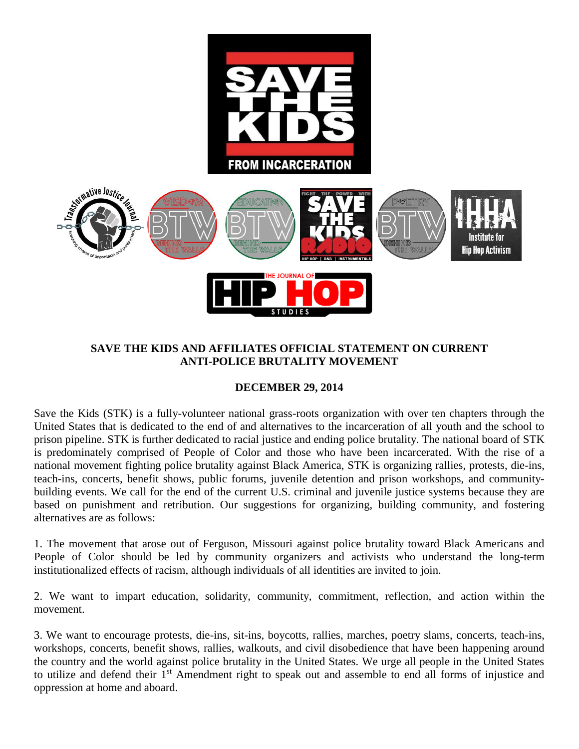# SAVE THE KIDS AND AFFILIATES OFFICIAL STATEMENT ON CURRENT ANTI-POLICE BRUTALITY MOVEMENT

**DECEMBER 29, 2014**

Save the Kids (STK) is a fully-volunteer national grass-roots organization with over ten chapters through the United States that is dedicated to the end of and alternatives to the incarceration of all youth and the school to prison pipeline. STK is further dedicated to racial justice and ending police brutality. The national board of STK is predominately comprised of People of Color and those who have been incarcerated. With the rise of a national movement fighting police brutality against Black America, STK is organizing rallies, protests, die-ins, teach-ins, concerts, benefit shows, public forums, juvenile detention and prison workshops, and community-building events. We call for the end of the current U.S. criminal and juvenile justice systems because they are based on punishment and retribution. Our suggestions for organizing, building community, and fostering alternatives are as follows:

1. The movement that arose out of Ferguson, Missouri against police brutality toward Black Americans and People of Color should be led by community organizers and activists who understand the long-term institutionalized effects of racism, although individuals of all identities are invited to join.

2. We want to impart education, solidarity, community, commitment, reflection, and action within the movement.

3. We want to encourage protests, die-ins, sit-ins, boycotts, rallies, marches, poetry slams, concerts, teach-ins, workshops, concerts, benefit shows, rallies, walkouts, and civil disobedience that have been happening around the country and the world against police brutality in the United States. We urge all people in the United States to utilize and defend their 1st Amendment right to speak out and assemble to end all forms of injustice and oppression at home and aboard.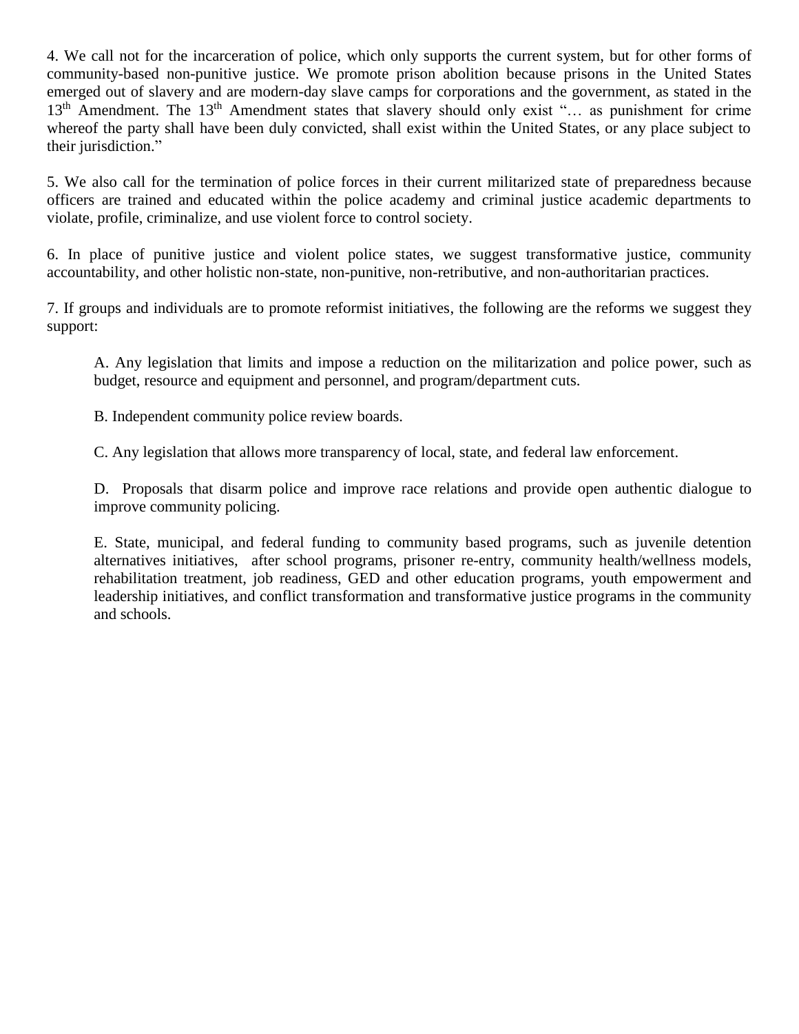4. We call not for the incarceration of police, which only supports the current system, but for other forms of community-based non-punitive justice. We promote prison abolition because prisons in the United States emerged out of slavery and are modern-day slave camps for corporations and the government, as stated in the 13th Amendment. The 13th Amendment states that slavery should only exist "… as punishment for crime whereof the party shall have been duly convicted, shall exist within the United States, or any place subject to their jurisdiction."

5. We also call for the termination of police forces in their current militarized state of preparedness because officers are trained and educated within the police academy and criminal justice academic departments to violate, profile, criminalize, and use violent force to control society.

6. In place of punitive justice and violent police states, we suggest transformative justice, community accountability, and other holistic non-state, non-punitive, non-retributive, and non-authoritarian practices.

7. If groups and individuals are to promote reformist initiatives, the following are the reforms we suggest they support:

> A. Any legislation that limits and impose a reduction on the militarization and police power, such as budget, resource and equipment and personnel, and program/department cuts.
>
> B. Independent community police review boards.
>
> C. Any legislation that allows more transparency of local, state, and federal law enforcement.
>
> D. Proposals that disarm police and improve race relations and provide open authentic dialogue to improve community policing.
>
> E. State, municipal, and federal funding to community based programs, such as juvenile detention alternatives initiatives, after school programs, prisoner re-entry, community health/wellness models, rehabilitation treatment, job readiness, GED and other education programs, youth empowerment and leadership initiatives, and conflict transformation and transformative justice programs in the community and schools.